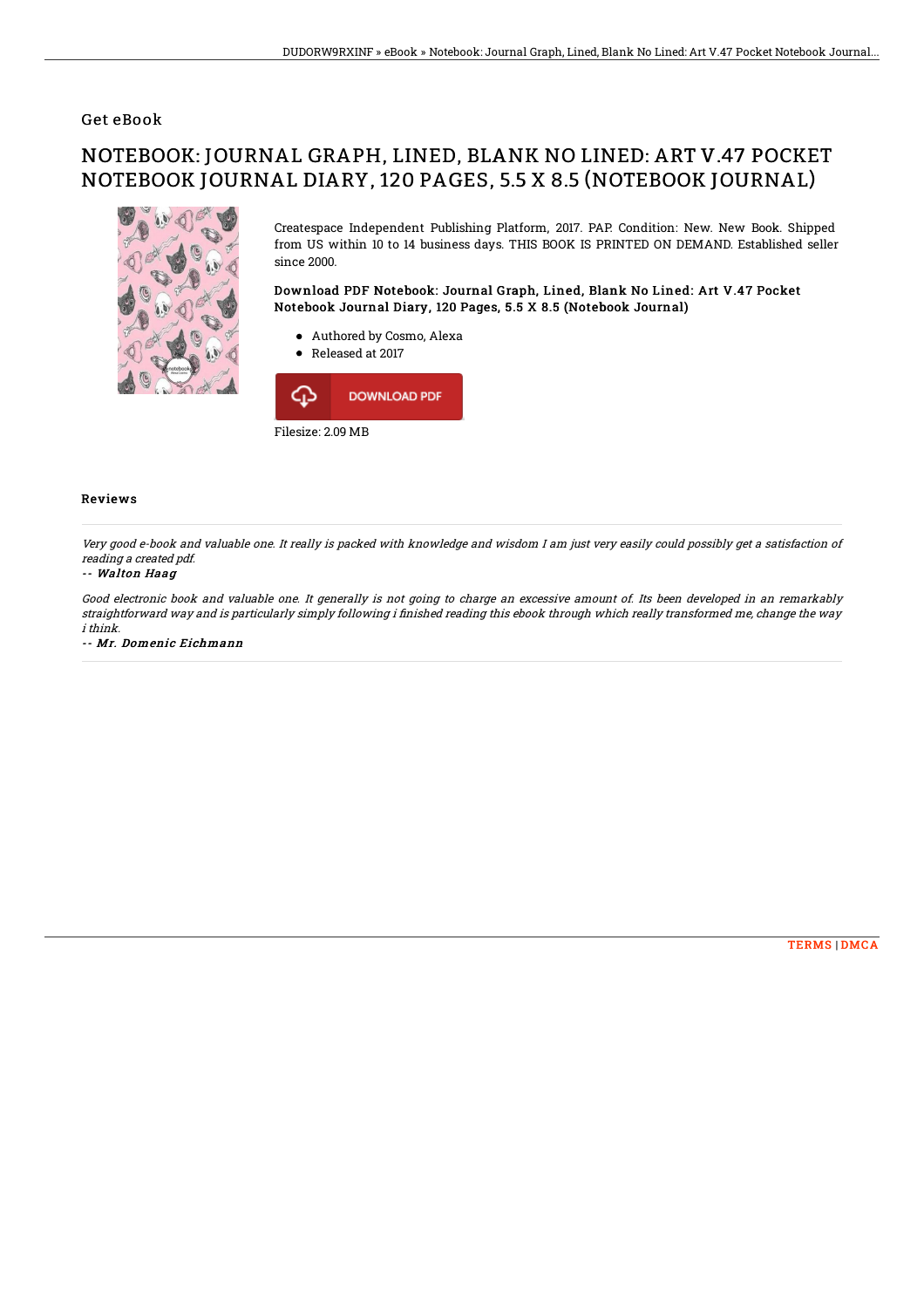## Get eBook

# NOTEBOOK: JOURNAL GRAPH, LINED, BLANK NO LINED: ART V.47 POCKET NOTEBOOK JOURNAL DIARY, 120 PAGES, 5.5 X 8.5 (NOTEBOOK JOURNAL)

Createspace Independent Publishing Platform, 2017. PAP. Condition: New. New Book. Shipped from US within 10 to 14 business days. THIS BOOK IS PRINTED ON DEMAND. Established seller since 2000.

### Download PDF Notebook: Journal Graph, Lined, Blank No Lined: Art V.47 Pocket Notebook Journal Diary, 120 Pages, 5.5 X 8.5 (Notebook Journal)

- Authored by Cosmo, Alexa
- Released at 2017

DOWNLOAD PDF

Filesize: 2.09 MB

### Reviews

*Very good e-book and valuable one. It really is packed with knowledge and wisdom I am just very easily could possibly get a satisfaction of reading a created pdf.*

*-- Walton Haag*

*Good electronic book and valuable one. It generally is not going to charge an excessive amount of. Its been developed in an remarkably straightforward way and is particularly simply following i finished reading this ebook through which really transformed me, change the way i think.*

*-- Mr. Domenic Eichmann*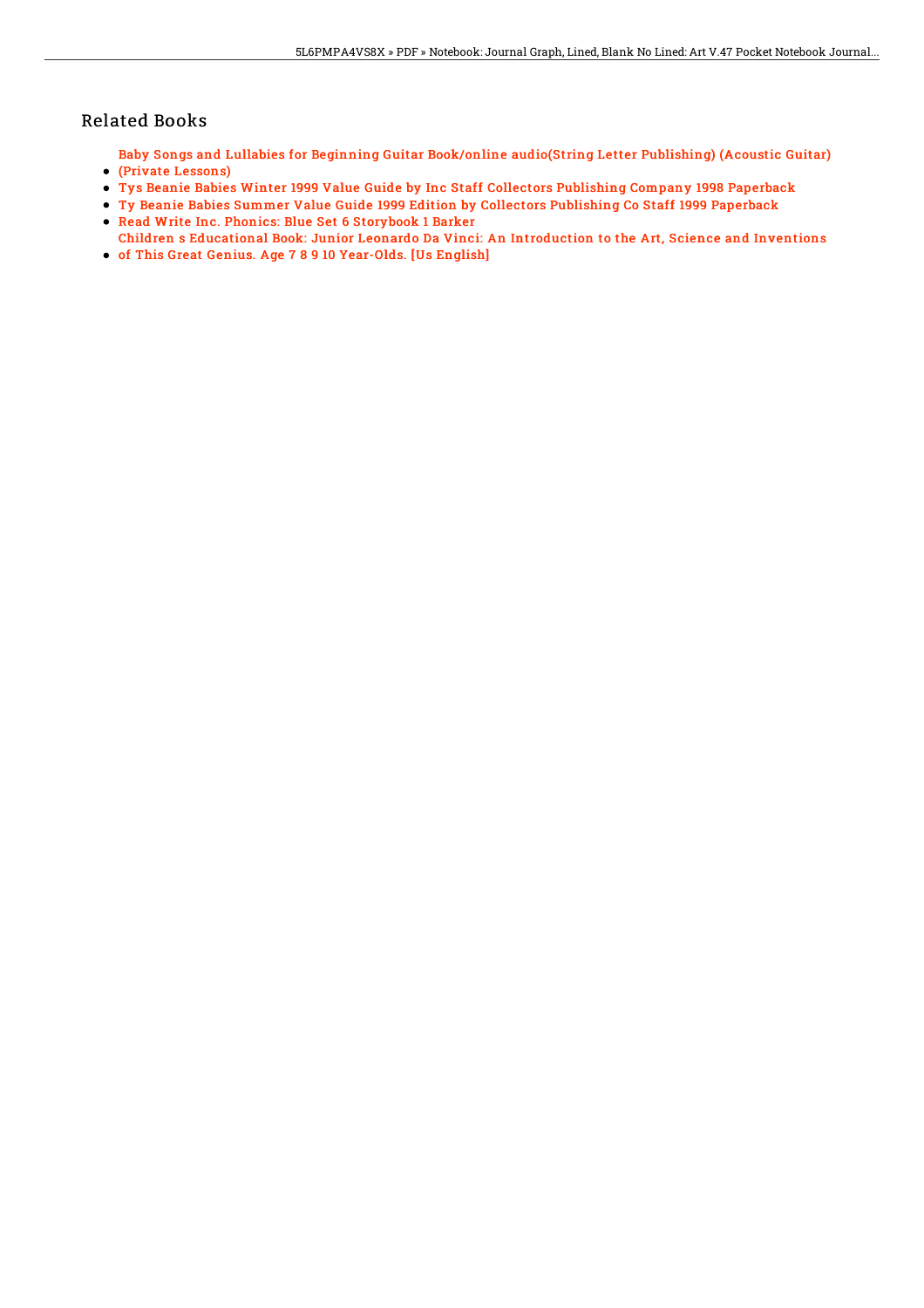## Related Books

- Baby Songs and Lullabies for Beginning Guitar Book/online audio(String Letter Publishing) (Acoustic Guitar) (Private Lessons)
- Tys Beanie Babies Winter 1999 Value Guide by Inc Staff Collectors Publishing Company 1998 Paperback
- Ty Beanie Babies Summer Value Guide 1999 Edition by Collectors Publishing Co Staff 1999 Paperback
- Read Write Inc. Phonics: Blue Set 6 Storybook 1 Barker
- Children s Educational Book: Junior Leonardo Da Vinci: An Introduction to the Art, Science and Inventions of This Great Genius. Age 7 8 9 10 Year-Olds. [Us English]